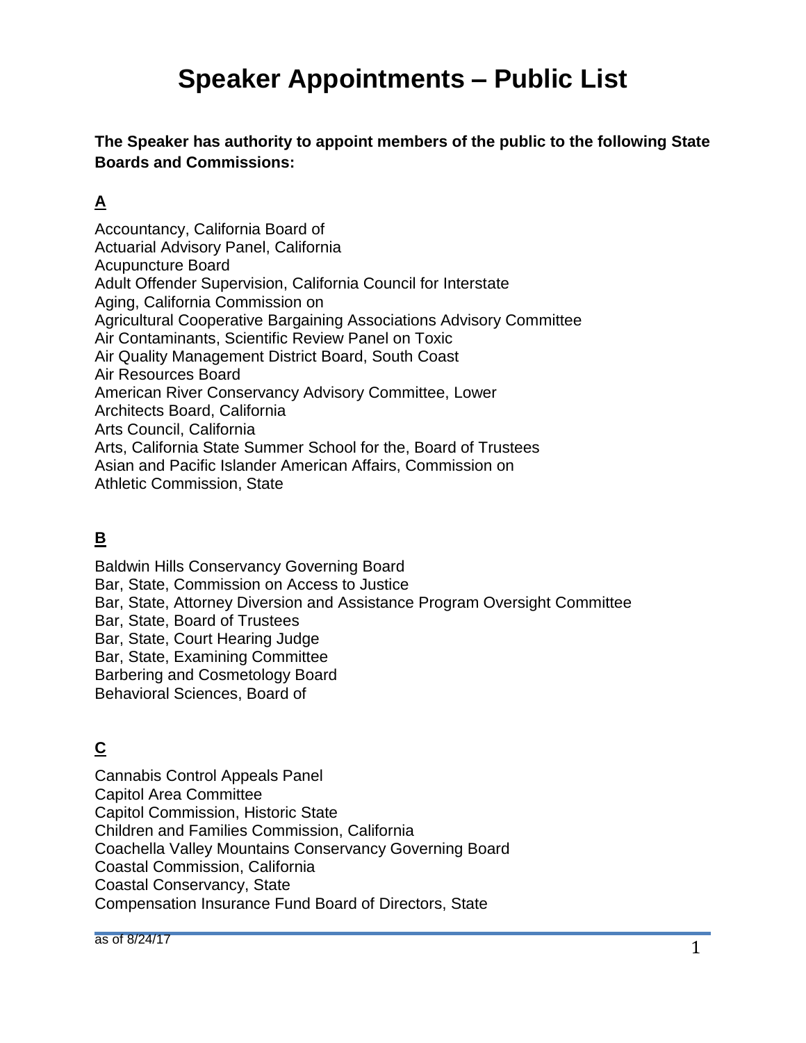# Speaker Appointments – Public List

**The Speaker has authority to appoint members of the public to the following State Boards and Commissions:**

## A

Accountancy, California Board of
Actuarial Advisory Panel, California
Acupuncture Board
Adult Offender Supervision, California Council for Interstate
Aging, California Commission on
Agricultural Cooperative Bargaining Associations Advisory Committee
Air Contaminants, Scientific Review Panel on Toxic
Air Quality Management District Board, South Coast
Air Resources Board
American River Conservancy Advisory Committee, Lower
Architects Board, California
Arts Council, California
Arts, California State Summer School for the, Board of Trustees
Asian and Pacific Islander American Affairs, Commission on
Athletic Commission, State

## B

Baldwin Hills Conservancy Governing Board
Bar, State, Commission on Access to Justice
Bar, State, Attorney Diversion and Assistance Program Oversight Committee
Bar, State, Board of Trustees
Bar, State, Court Hearing Judge
Bar, State, Examining Committee
Barbering and Cosmetology Board
Behavioral Sciences, Board of

## C

Cannabis Control Appeals Panel
Capitol Area Committee
Capitol Commission, Historic State
Children and Families Commission, California
Coachella Valley Mountains Conservancy Governing Board
Coastal Commission, California
Coastal Conservancy, State
Compensation Insurance Fund Board of Directors, State

as of 8/24/17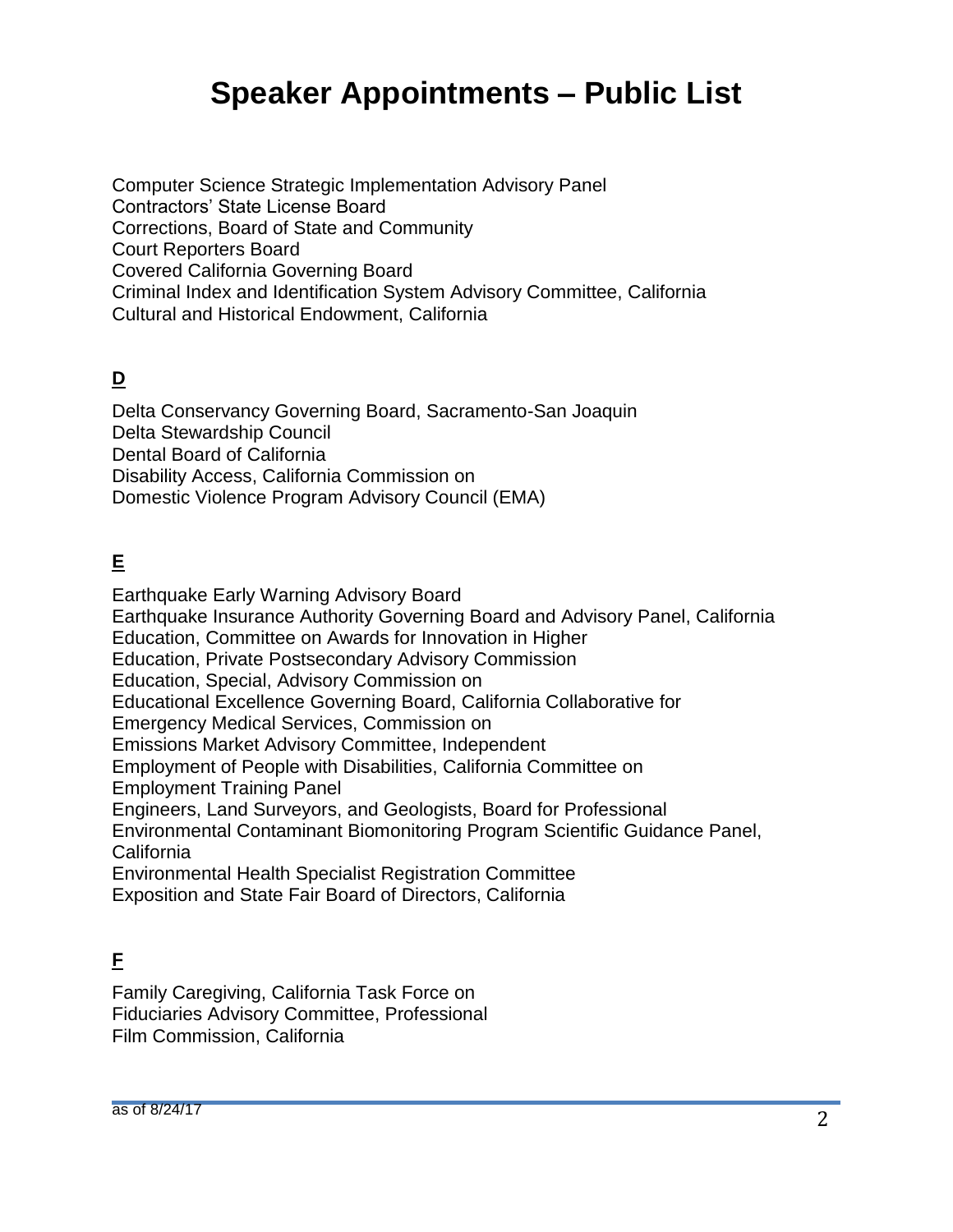# Speaker Appointments – Public List

Computer Science Strategic Implementation Advisory Panel
Contractors' State License Board
Corrections, Board of State and Community
Court Reporters Board
Covered California Governing Board
Criminal Index and Identification System Advisory Committee, California
Cultural and Historical Endowment, California

## D

Delta Conservancy Governing Board, Sacramento-San Joaquin
Delta Stewardship Council
Dental Board of California
Disability Access, California Commission on
Domestic Violence Program Advisory Council (EMA)

## E

Earthquake Early Warning Advisory Board
Earthquake Insurance Authority Governing Board and Advisory Panel, California
Education, Committee on Awards for Innovation in Higher
Education, Private Postsecondary Advisory Commission
Education, Special, Advisory Commission on
Educational Excellence Governing Board, California Collaborative for
Emergency Medical Services, Commission on
Emissions Market Advisory Committee, Independent
Employment of People with Disabilities, California Committee on
Employment Training Panel
Engineers, Land Surveyors, and Geologists, Board for Professional
Environmental Contaminant Biomonitoring Program Scientific Guidance Panel, California
Environmental Health Specialist Registration Committee
Exposition and State Fair Board of Directors, California

## F

Family Caregiving, California Task Force on
Fiduciaries Advisory Committee, Professional
Film Commission, California

as of 8/24/17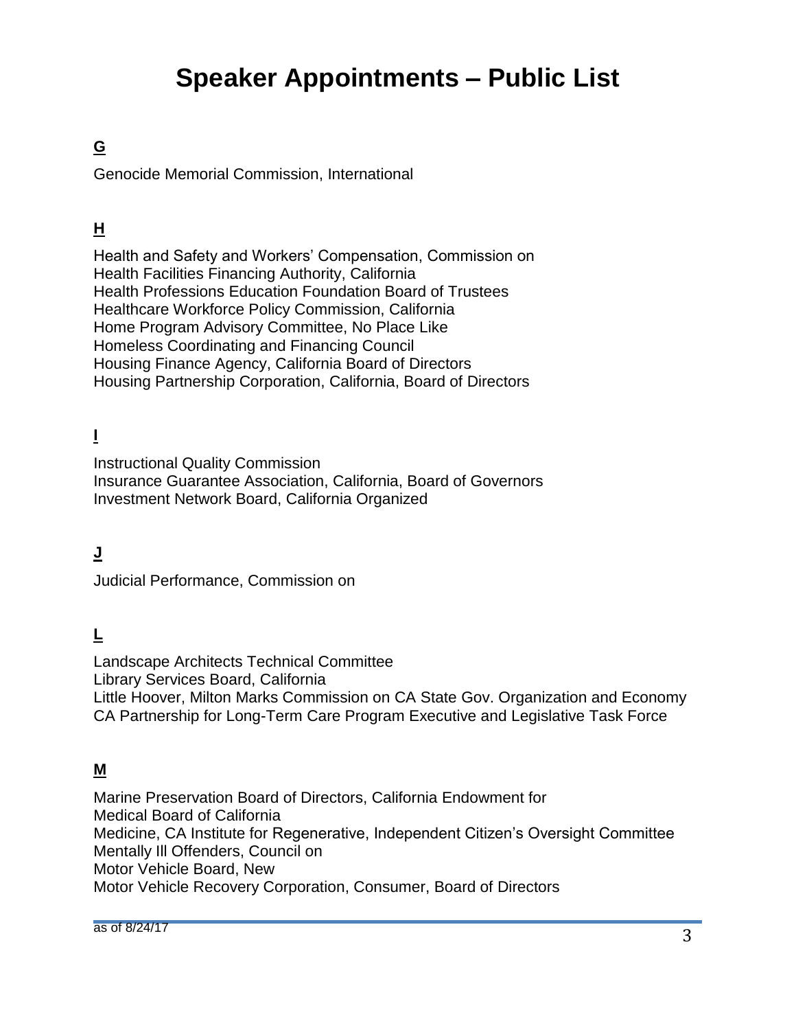# Speaker Appointments – Public List

**G**

Genocide Memorial Commission, International

**H**

Health and Safety and Workers' Compensation, Commission on
Health Facilities Financing Authority, California
Health Professions Education Foundation Board of Trustees
Healthcare Workforce Policy Commission, California
Home Program Advisory Committee, No Place Like
Homeless Coordinating and Financing Council
Housing Finance Agency, California Board of Directors
Housing Partnership Corporation, California, Board of Directors

**I**

Instructional Quality Commission
Insurance Guarantee Association, California, Board of Governors
Investment Network Board, California Organized

**J**

Judicial Performance, Commission on

**L**

Landscape Architects Technical Committee
Library Services Board, California
Little Hoover, Milton Marks Commission on CA State Gov. Organization and Economy
CA Partnership for Long-Term Care Program Executive and Legislative Task Force

**M**

Marine Preservation Board of Directors, California Endowment for
Medical Board of California
Medicine, CA Institute for Regenerative, Independent Citizen's Oversight Committee
Mentally Ill Offenders, Council on
Motor Vehicle Board, New
Motor Vehicle Recovery Corporation, Consumer, Board of Directors

as of 8/24/17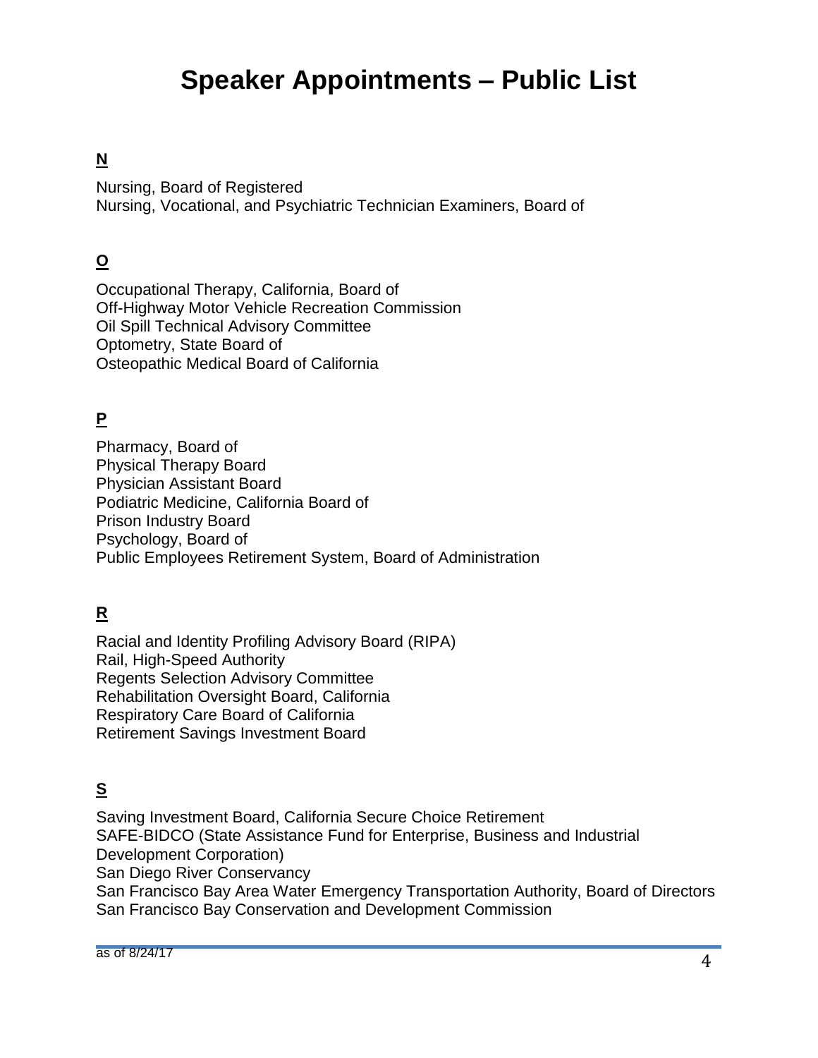# Speaker Appointments – Public List

## N

Nursing, Board of Registered
Nursing, Vocational, and Psychiatric Technician Examiners, Board of

## O

Occupational Therapy, California, Board of
Off-Highway Motor Vehicle Recreation Commission
Oil Spill Technical Advisory Committee
Optometry, State Board of
Osteopathic Medical Board of California

## P

Pharmacy, Board of
Physical Therapy Board
Physician Assistant Board
Podiatric Medicine, California Board of
Prison Industry Board
Psychology, Board of
Public Employees Retirement System, Board of Administration

## R

Racial and Identity Profiling Advisory Board (RIPA)
Rail, High-Speed Authority
Regents Selection Advisory Committee
Rehabilitation Oversight Board, California
Respiratory Care Board of California
Retirement Savings Investment Board

## S

Saving Investment Board, California Secure Choice Retirement
SAFE-BIDCO (State Assistance Fund for Enterprise, Business and Industrial Development Corporation)
San Diego River Conservancy
San Francisco Bay Area Water Emergency Transportation Authority, Board of Directors
San Francisco Bay Conservation and Development Commission

as of 8/24/17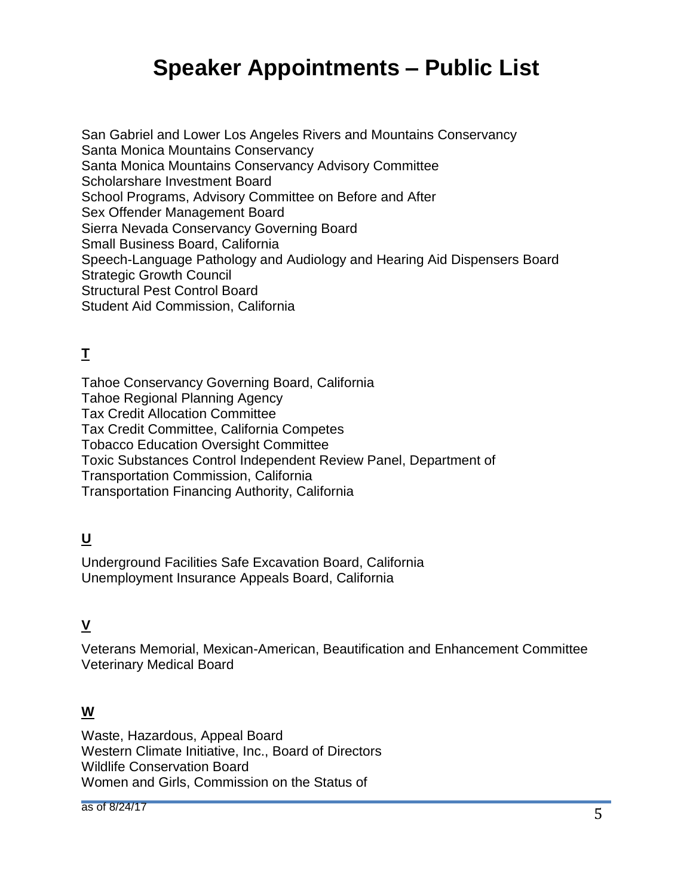# Speaker Appointments – Public List

San Gabriel and Lower Los Angeles Rivers and Mountains Conservancy
Santa Monica Mountains Conservancy
Santa Monica Mountains Conservancy Advisory Committee
Scholarshare Investment Board
School Programs, Advisory Committee on Before and After
Sex Offender Management Board
Sierra Nevada Conservancy Governing Board
Small Business Board, California
Speech-Language Pathology and Audiology and Hearing Aid Dispensers Board
Strategic Growth Council
Structural Pest Control Board
Student Aid Commission, California

## T

Tahoe Conservancy Governing Board, California
Tahoe Regional Planning Agency
Tax Credit Allocation Committee
Tax Credit Committee, California Competes
Tobacco Education Oversight Committee
Toxic Substances Control Independent Review Panel, Department of
Transportation Commission, California
Transportation Financing Authority, California

## U

Underground Facilities Safe Excavation Board, California
Unemployment Insurance Appeals Board, California

## V

Veterans Memorial, Mexican-American, Beautification and Enhancement Committee
Veterinary Medical Board

## W

Waste, Hazardous, Appeal Board
Western Climate Initiative, Inc., Board of Directors
Wildlife Conservation Board
Women and Girls, Commission on the Status of

as of 8/24/17